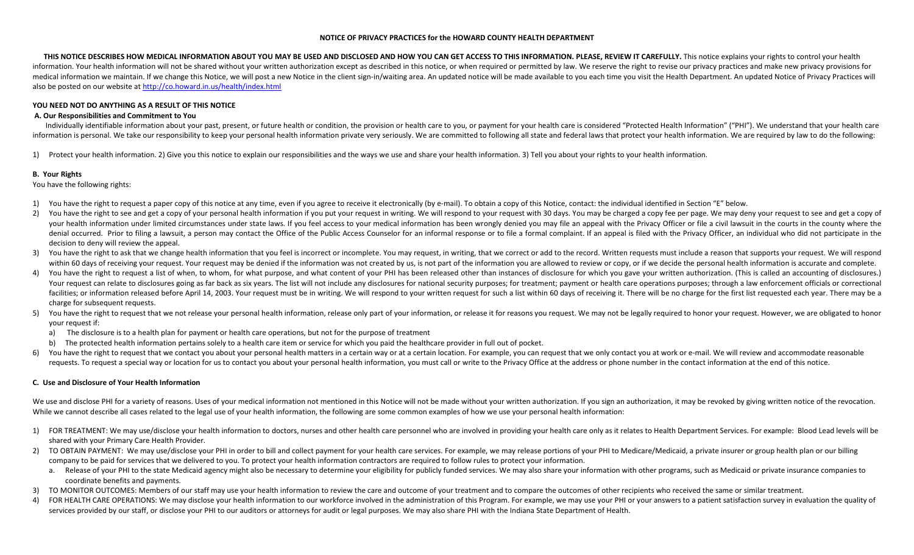# NOTICE OF PRIVACY PRACTICES for the HOWARD COUNTY HEALTH DEPARTMENT

**THIS NOTICE DESCRIBES HOW MEDICAL INFORMATION ABOUT YOU MAY BE USED AND DISCLOSED AND HOW YOU CAN GET ACCESS TO THIS INFORMATION. PLEASE, REVIEW IT CAREFULLY.** This notice explains your rights to control your health information. Your health information will not be shared without your written authorization except as described in this notice, or when required or permitted by law. We reserve the right to revise our privacy practices and make new privacy provisions for medical information we maintain. If we change this Notice, we will post a new Notice in the client sign-in/waiting area. An updated notice will be made available to you each time you visit the Health Department. An updated Notice of Privacy Practices will also be posted on our website at http://co.howard.in.us/health/index.html

**YOU NEED NOT DO ANYTHING AS A RESULT OF THIS NOTICE**

## A. Our Responsibilities and Commitment to You

Individually identifiable information about your past, present, or future health or condition, the provision or health care to you, or payment for your health care is considered "Protected Health Information" ("PHI"). We understand that your health care information is personal. We take our responsibility to keep your personal health information private very seriously. We are committed to following all state and federal laws that protect your health information. We are required by law to do the following:

1) Protect your health information. 2) Give you this notice to explain our responsibilities and the ways we use and share your health information. 3) Tell you about your rights to your health information.

## B. Your Rights

You have the following rights:

1) You have the right to request a paper copy of this notice at any time, even if you agree to receive it electronically (by e-mail). To obtain a copy of this Notice, contact: the individual identified in Section "E" below.
2) You have the right to see and get a copy of your personal health information if you put your request in writing. We will respond to your request with 30 days. You may be charged a copy fee per page. We may deny your request to see and get a copy of your health information under limited circumstances under state laws. If you feel access to your medical information has been wrongly denied you may file an appeal with the Privacy Officer or file a civil lawsuit in the courts in the county where the denial occurred. Prior to filing a lawsuit, a person may contact the Office of the Public Access Counselor for an informal response or to file a formal complaint. If an appeal is filed with the Privacy Officer, an individual who did not participate in the decision to deny will review the appeal.
3) You have the right to ask that we change health information that you feel is incorrect or incomplete. You may request, in writing, that we correct or add to the record. Written requests must include a reason that supports your request. We will respond within 60 days of receiving your request. Your request may be denied if the information was not created by us, is not part of the information you are allowed to review or copy, or if we decide the personal health information is accurate and complete.
4) You have the right to request a list of when, to whom, for what purpose, and what content of your PHI has been released other than instances of disclosure for which you gave your written authorization. (This is called an accounting of disclosures.) Your request can relate to disclosures going as far back as six years. The list will not include any disclosures for national security purposes; for treatment; payment or health care operations purposes; through a law enforcement officials or correctional facilities; or information released before April 14, 2003. Your request must be in writing. We will respond to your written request for such a list within 60 days of receiving it. There will be no charge for the first list requested each year. There may be a charge for subsequent requests.
5) You have the right to request that we not release your personal health information, release only part of your information, or release it for reasons you request. We may not be legally required to honor your request. However, we are obligated to honor your request if:
   a) The disclosure is to a health plan for payment or health care operations, but not for the purpose of treatment
   b) The protected health information pertains solely to a health care item or service for which you paid the healthcare provider in full out of pocket.
6) You have the right to request that we contact you about your personal health matters in a certain way or at a certain location. For example, you can request that we only contact you at work or e-mail. We will review and accommodate reasonable requests. To request a special way or location for us to contact you about your personal health information, you must call or write to the Privacy Office at the address or phone number in the contact information at the end of this notice.

## C. Use and Disclosure of Your Health Information

We use and disclose PHI for a variety of reasons. Uses of your medical information not mentioned in this Notice will not be made without your written authorization. If you sign an authorization, it may be revoked by giving written notice of the revocation. While we cannot describe all cases related to the legal use of your health information, the following are some common examples of how we use your personal health information:

1) FOR TREATMENT: We may use/disclose your health information to doctors, nurses and other health care personnel who are involved in providing your health care only as it relates to Health Department Services. For example: Blood Lead levels will be shared with your Primary Care Health Provider.
2) TO OBTAIN PAYMENT: We may use/disclose your PHI in order to bill and collect payment for your health care services. For example, we may release portions of your PHI to Medicare/Medicaid, a private insurer or group health plan or our billing company to be paid for services that we delivered to you. To protect your health information contractors are required to follow rules to protect your information.
   a. Release of your PHI to the state Medicaid agency might also be necessary to determine your eligibility for publicly funded services. We may also share your information with other programs, such as Medicaid or private insurance companies to coordinate benefits and payments.
3) TO MONITOR OUTCOMES: Members of our staff may use your health information to review the care and outcome of your treatment and to compare the outcomes of other recipients who received the same or similar treatment.
4) FOR HEALTH CARE OPERATIONS: We may disclose your health information to our workforce involved in the administration of this Program. For example, we may use your PHI or your answers to a patient satisfaction survey in evaluation the quality of services provided by our staff, or disclose your PHI to our auditors or attorneys for audit or legal purposes. We may also share PHI with the Indiana State Department of Health.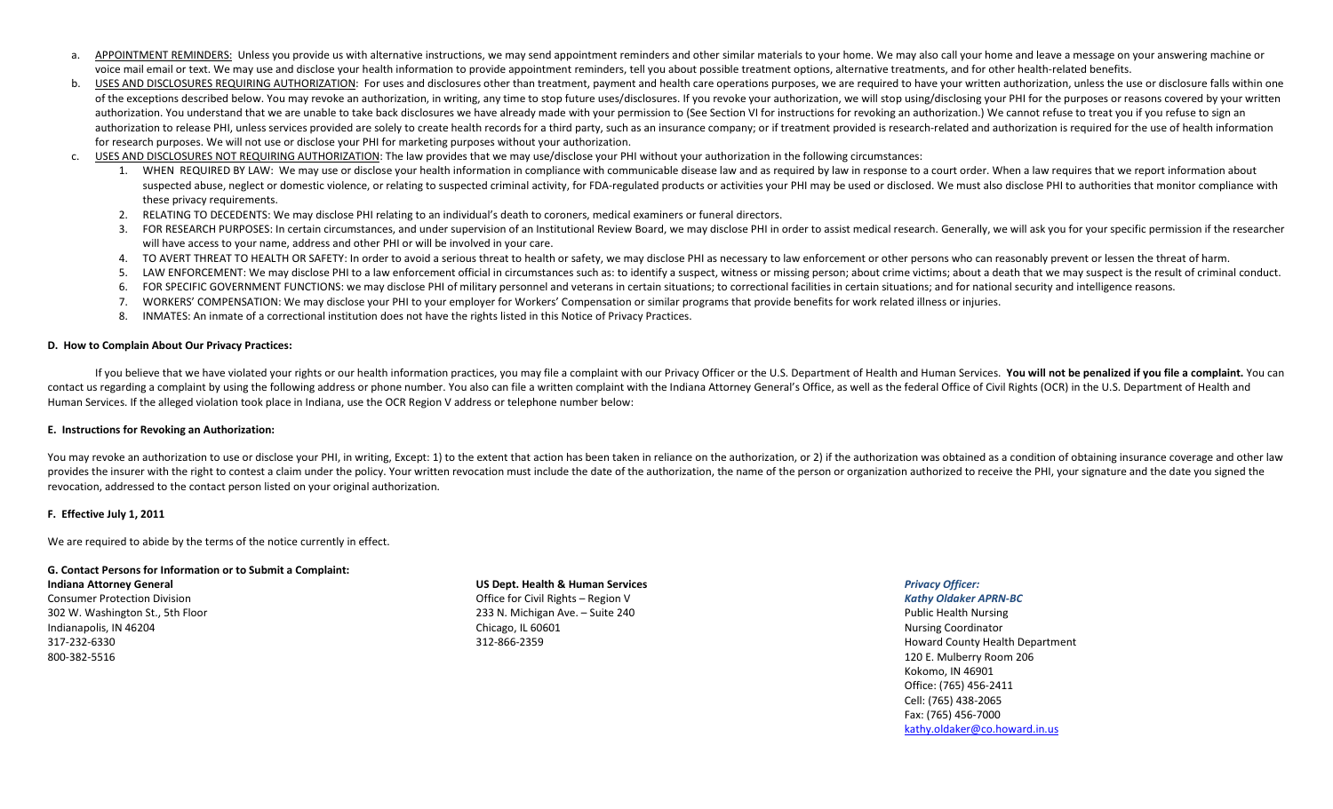a. <u>APPOINTMENT REMINDERS:</u> Unless you provide us with alternative instructions, we may send appointment reminders and other similar materials to your home. We may also call your home and leave a message on your answering machine or voice mail email or text. We may use and disclose your health information to provide appointment reminders, tell you about possible treatment options, alternative treatments, and for other health-related benefits.

b. <u>USES AND DISCLOSURES REQUIRING AUTHORIZATION</u>: For uses and disclosures other than treatment, payment and health care operations purposes, we are required to have your written authorization, unless the use or disclosure falls within one of the exceptions described below. You may revoke an authorization, in writing, any time to stop future uses/disclosures. If you revoke your authorization, we will stop using/disclosing your PHI for the purposes or reasons covered by your written authorization. You understand that we are unable to take back disclosures we have already made with your permission to (See Section VI for instructions for revoking an authorization.) We cannot refuse to treat you if you refuse to sign an authorization to release PHI, unless services provided are solely to create health records for a third party, such as an insurance company; or if treatment provided is research-related and authorization is required for the use of health information for research purposes. We will not use or disclose your PHI for marketing purposes without your authorization.

c. <u>USES AND DISCLOSURES NOT REQUIRING AUTHORIZATION</u>: The law provides that we may use/disclose your PHI without your authorization in the following circumstances:

1. WHEN REQUIRED BY LAW: We may use or disclose your health information in compliance with communicable disease law and as required by law in response to a court order. When a law requires that we report information about suspected abuse, neglect or domestic violence, or relating to suspected criminal activity, for FDA-regulated products or activities your PHI may be used or disclosed. We must also disclose PHI to authorities that monitor compliance with these privacy requirements.
2. RELATING TO DECEDENTS: We may disclose PHI relating to an individual's death to coroners, medical examiners or funeral directors.
3. FOR RESEARCH PURPOSES: In certain circumstances, and under supervision of an Institutional Review Board, we may disclose PHI in order to assist medical research. Generally, we will ask you for your specific permission if the researcher will have access to your name, address and other PHI or will be involved in your care.
4. TO AVERT THREAT TO HEALTH OR SAFETY: In order to avoid a serious threat to health or safety, we may disclose PHI as necessary to law enforcement or other persons who can reasonably prevent or lessen the threat of harm.
5. LAW ENFORCEMENT: We may disclose PHI to a law enforcement official in circumstances such as: to identify a suspect, witness or missing person; about crime victims; about a death that we may suspect is the result of criminal conduct.
6. FOR SPECIFIC GOVERNMENT FUNCTIONS: we may disclose PHI of military personnel and veterans in certain situations; to correctional facilities in certain situations; and for national security and intelligence reasons.
7. WORKERS' COMPENSATION: We may disclose your PHI to your employer for Workers' Compensation or similar programs that provide benefits for work related illness or injuries.
8. INMATES: An inmate of a correctional institution does not have the rights listed in this Notice of Privacy Practices.

**D. How to Complain About Our Privacy Practices:**

If you believe that we have violated your rights or our health information practices, you may file a complaint with our Privacy Officer or the U.S. Department of Health and Human Services. **You will not be penalized if you file a complaint.** You can contact us regarding a complaint by using the following address or phone number. You also can file a written complaint with the Indiana Attorney General's Office, as well as the federal Office of Civil Rights (OCR) in the U.S. Department of Health and Human Services. If the alleged violation took place in Indiana, use the OCR Region V address or telephone number below:

**E. Instructions for Revoking an Authorization:**

You may revoke an authorization to use or disclose your PHI, in writing, Except: 1) to the extent that action has been taken in reliance on the authorization, or 2) if the authorization was obtained as a condition of obtaining insurance coverage and other law provides the insurer with the right to contest a claim under the policy. Your written revocation must include the date of the authorization, the name of the person or organization authorized to receive the PHI, your signature and the date you signed the revocation, addressed to the contact person listed on your original authorization.

**F. Effective July 1, 2011**

We are required to abide by the terms of the notice currently in effect.

**G. Contact Persons for Information or to Submit a Complaint:**

**Indiana Attorney General**
Consumer Protection Division
302 W. Washington St., 5th Floor
Indianapolis, IN 46204
317-232-6330
800-382-5516

**US Dept. Health & Human Services**
Office for Civil Rights – Region V
233 N. Michigan Ave. – Suite 240
Chicago, IL 60601
312-866-2359

***Privacy Officer:***
***Kathy Oldaker APRN-BC***
Public Health Nursing
Nursing Coordinator
Howard County Health Department
120 E. Mulberry Room 206
Kokomo, IN 46901
Office: (765) 456-2411
Cell: (765) 438-2065
Fax: (765) 456-7000
kathy.oldaker@co.howard.in.us